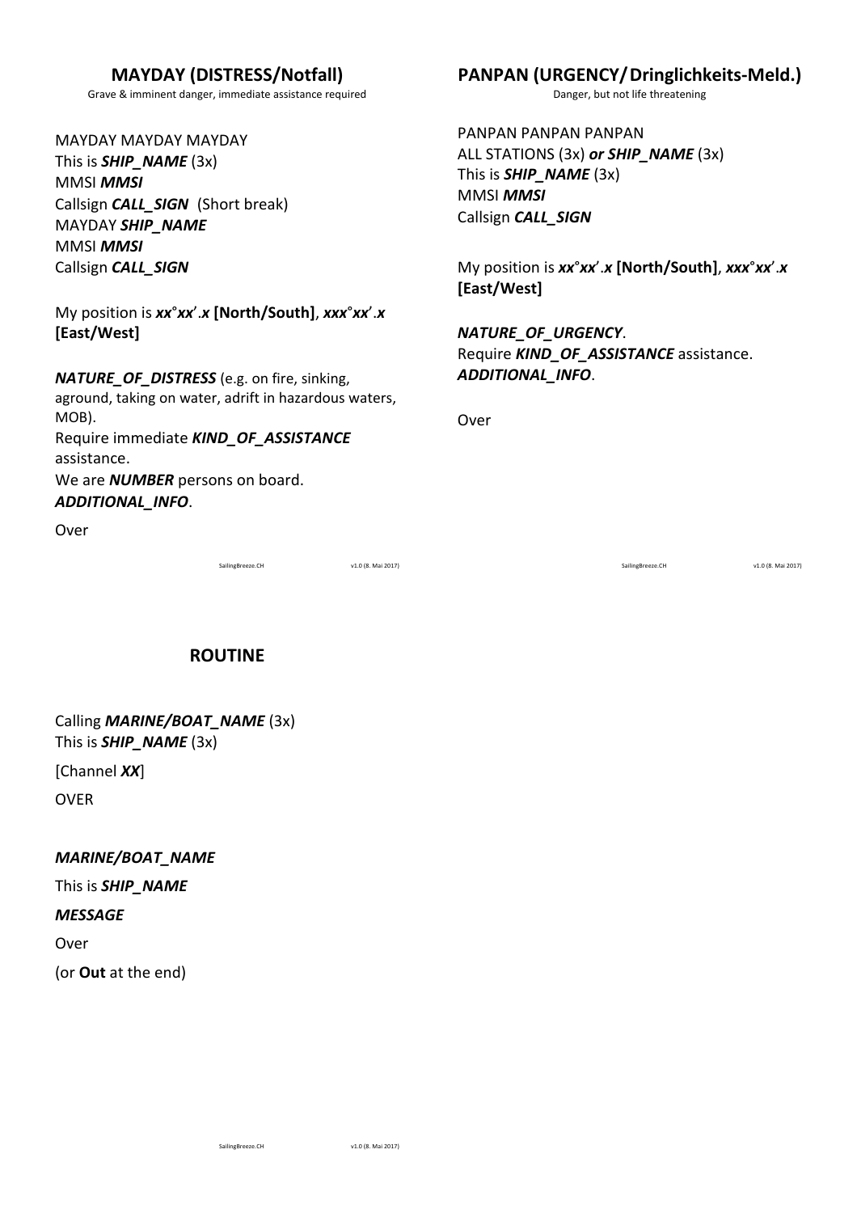## MAYDAY (DISTRESS/Notfall)

Grave & imminent danger, immediate assistance required

MAYDAY MAYDAY MAYDAY
This is ***SHIP_NAME*** (3x)
MMSI ***MMSI***
Callsign ***CALL_SIGN*** (Short break)
MAYDAY ***SHIP_NAME***
MMSI ***MMSI***
Callsign ***CALL_SIGN***

My position is ***xx°xx'.x* [North/South]**, ***xxx°xx'.x* [East/West]**

***NATURE_OF_DISTRESS*** (e.g. on fire, sinking, aground, taking on water, adrift in hazardous waters, MOB).
Require immediate ***KIND_OF_ASSISTANCE*** assistance.
We are ***NUMBER*** persons on board.
***ADDITIONAL_INFO***.

Over

## PANPAN (URGENCY/ Dringlichkeits-Meld.)

Danger, but not life threatening

PANPAN PANPAN PANPAN
ALL STATIONS (3x) ***or SHIP_NAME*** (3x)
This is ***SHIP_NAME*** (3x)
MMSI ***MMSI***
Callsign ***CALL_SIGN***

My position is ***xx°xx'.x* [North/South]**, ***xxx°xx'.x* [East/West]**

***NATURE_OF_URGENCY***.
Require ***KIND_OF_ASSISTANCE*** assistance.
***ADDITIONAL_INFO***.

Over

## ROUTINE

Calling ***MARINE/BOAT_NAME*** (3x)
This is ***SHIP_NAME*** (3x)

[Channel ***XX***]

OVER

***MARINE/BOAT_NAME***

This is ***SHIP_NAME***

***MESSAGE***

Over

(or **Out** at the end)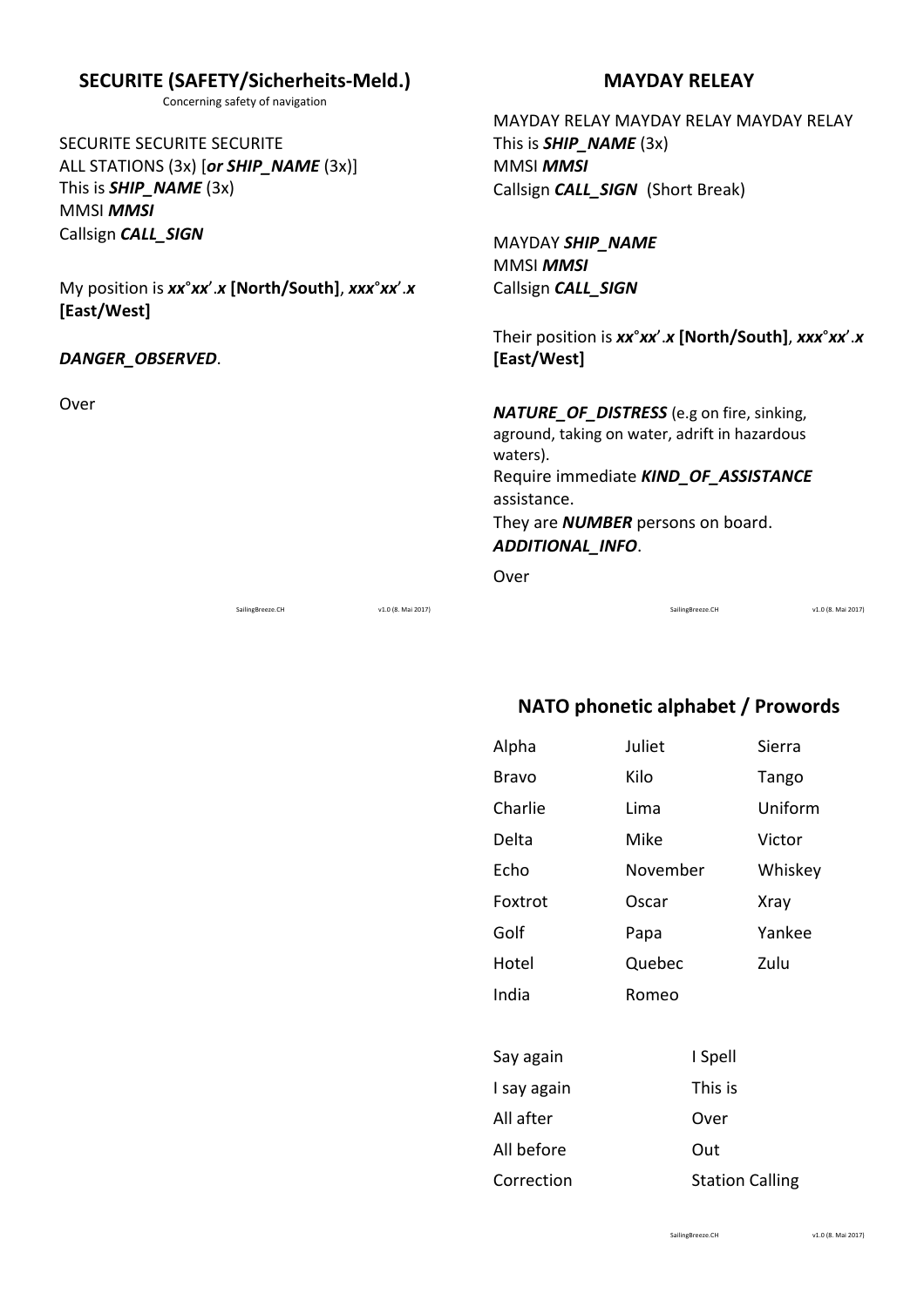## SECURITE (SAFETY/Sicherheits-Meld.)

Concerning safety of navigation

SECURITE SECURITE SECURITE
ALL STATIONS (3x) [***or SHIP_NAME*** (3x)]
This is ***SHIP_NAME*** (3x)
MMSI ***MMSI***
Callsign ***CALL_SIGN***

My position is ***xx°xx′.x* [North/South]**, ***xxx°xx′.x* [East/West]**

***DANGER_OBSERVED***.

Over

## MAYDAY RELEAY

MAYDAY RELAY MAYDAY RELAY MAYDAY RELAY
This is ***SHIP_NAME*** (3x)
MMSI ***MMSI***
Callsign ***CALL_SIGN*** (Short Break)

MAYDAY ***SHIP_NAME***
MMSI ***MMSI***
Callsign ***CALL_SIGN***

Their position is ***xx°xx′.x* [North/South]**, ***xxx°xx′.x* [East/West]**

***NATURE_OF_DISTRESS*** (e.g on fire, sinking, aground, taking on water, adrift in hazardous waters).
Require immediate ***KIND_OF_ASSISTANCE*** assistance.
They are ***NUMBER*** persons on board.
***ADDITIONAL_INFO***.

Over

## NATO phonetic alphabet / Prowords

| | | |
|---|---|---|
| Alpha | Juliet | Sierra |
| Bravo | Kilo | Tango |
| Charlie | Lima | Uniform |
| Delta | Mike | Victor |
| Echo | November | Whiskey |
| Foxtrot | Oscar | Xray |
| Golf | Papa | Yankee |
| Hotel | Quebec | Zulu |
| India | Romeo | |

| | |
|---|---|
| Say again | I Spell |
| I say again | This is |
| All after | Over |
| All before | Out |
| Correction | Station Calling |